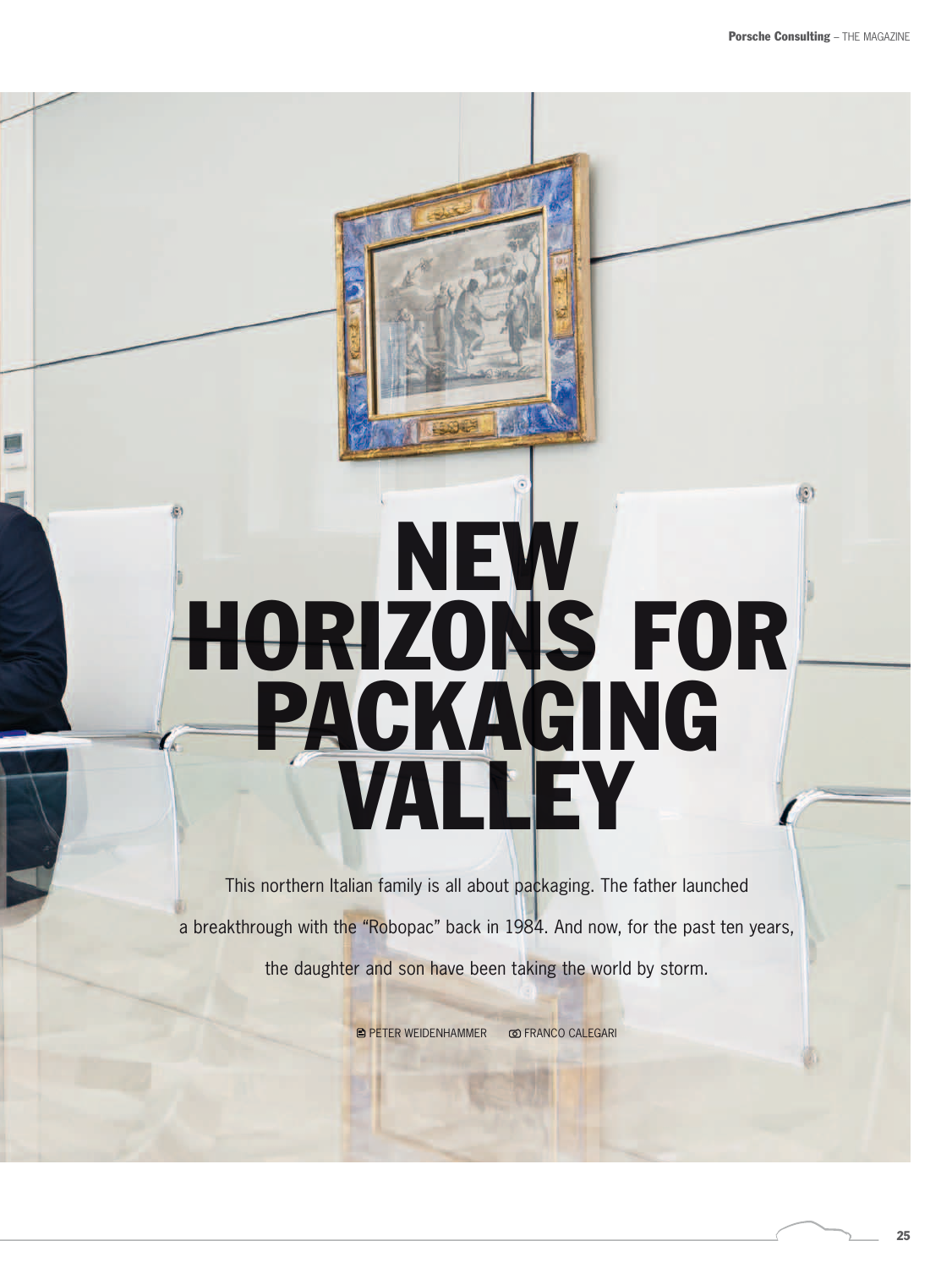# NEW HORIZONS FOR PACKAGING VALLEY

This northern Italian family is all about packaging. The father launched a breakthrough with the "Robopac" back in 1984. And now, for the past ten years, the daughter and son have been taking the world by storm.

PETER WEIDENHAMMER FRANCO CALEGARI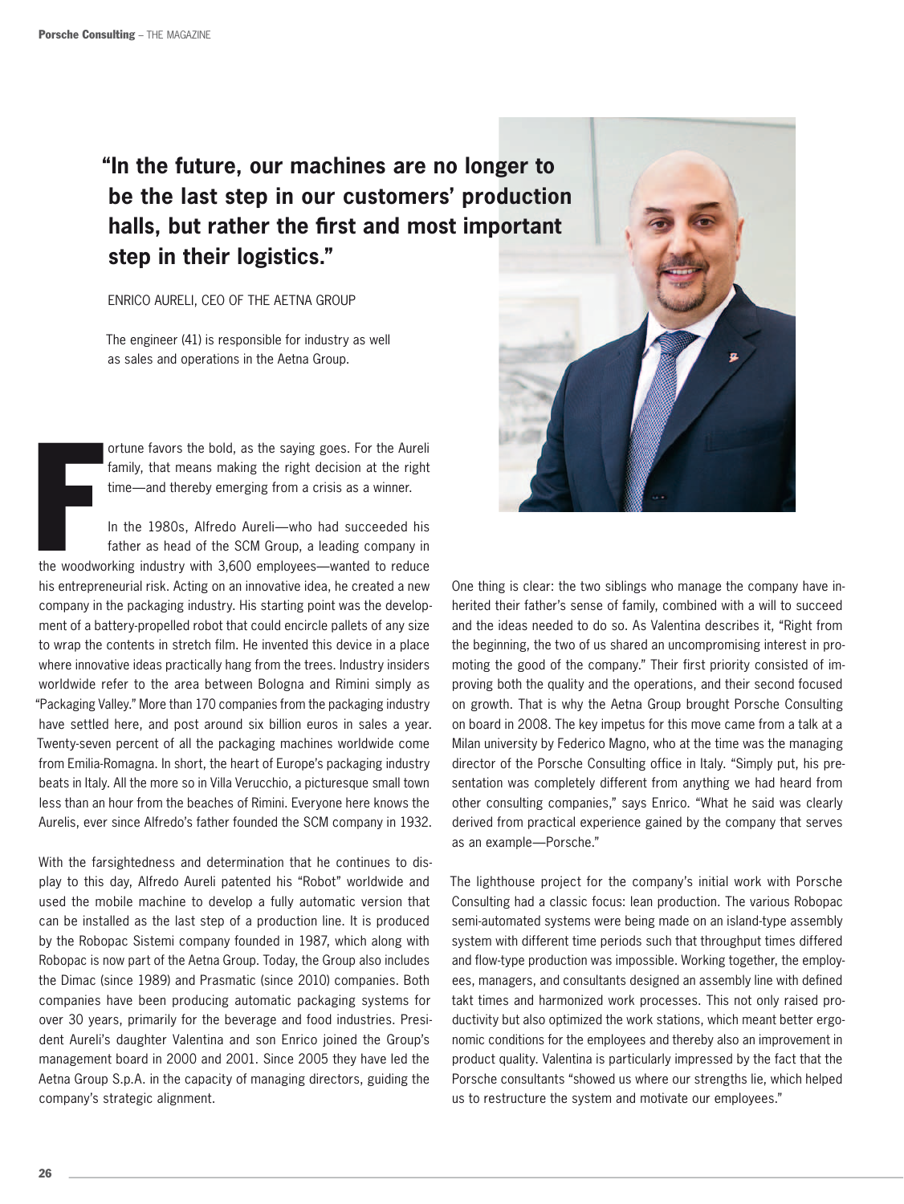## “In the future, our machines are no longer to be the last step in our customers’ production halls, but rather the first and most important step in their logistics.”

ENRICO AURELI, CEO OF THE AETNA GROUP

The engineer (41) is responsible for industry as well as sales and operations in the Aetna Group.

Fortune favors the bold, as the saying goes. For the Aureli family, that means making the right decision at the right time—and thereby emerging from a crisis as a winner.

In the 1980s, Alfredo Aureli—who had succeeded his father as head of the SCM Group, a leading company in the woodworking industry with 3,600 employees—wanted to reduce his entrepreneurial risk. Acting on an innovative idea, he created a new company in the packaging industry. His starting point was the development of a battery-propelled robot that could encircle pallets of any size to wrap the contents in stretch film. He invented this device in a place where innovative ideas practically hang from the trees. Industry insiders worldwide refer to the area between Bologna and Rimini simply as “Packaging Valley.” More than 170 companies from the packaging industry have settled here, and post around six billion euros in sales a year. Twenty-seven percent of all the packaging machines worldwide come from Emilia-Romagna. In short, the heart of Europe’s packaging industry beats in Italy. All the more so in Villa Verucchio, a picturesque small town less than an hour from the beaches of Rimini. Everyone here knows the Aurelis, ever since Alfredo’s father founded the SCM company in 1932.

With the farsightedness and determination that he continues to display to this day, Alfredo Aureli patented his “Robot” worldwide and used the mobile machine to develop a fully automatic version that can be installed as the last step of a production line. It is produced by the Robopac Sistemi company founded in 1987, which along with Robopac is now part of the Aetna Group. Today, the Group also includes the Dimac (since 1989) and Prasmatic (since 2010) companies. Both companies have been producing automatic packaging systems for over 30 years, primarily for the beverage and food industries. President Aureli’s daughter Valentina and son Enrico joined the Group’s management board in 2000 and 2001. Since 2005 they have led the Aetna Group S.p.A. in the capacity of managing directors, guiding the company’s strategic alignment.

One thing is clear: the two siblings who manage the company have inherited their father’s sense of family, combined with a will to succeed and the ideas needed to do so. As Valentina describes it, “Right from the beginning, the two of us shared an uncompromising interest in promoting the good of the company.” Their first priority consisted of improving both the quality and the operations, and their second focused on growth. That is why the Aetna Group brought Porsche Consulting on board in 2008. The key impetus for this move came from a talk at a Milan university by Federico Magno, who at the time was the managing director of the Porsche Consulting office in Italy. “Simply put, his presentation was completely different from anything we had heard from other consulting companies,” says Enrico. “What he said was clearly derived from practical experience gained by the company that serves as an example—Porsche.”

The lighthouse project for the company’s initial work with Porsche Consulting had a classic focus: lean production. The various Robopac semi-automated systems were being made on an island-type assembly system with different time periods such that throughput times differed and flow-type production was impossible. Working together, the employees, managers, and consultants designed an assembly line with defined takt times and harmonized work processes. This not only raised productivity but also optimized the work stations, which meant better ergonomic conditions for the employees and thereby also an improvement in product quality. Valentina is particularly impressed by the fact that the Porsche consultants “showed us where our strengths lie, which helped us to restructure the system and motivate our employees.”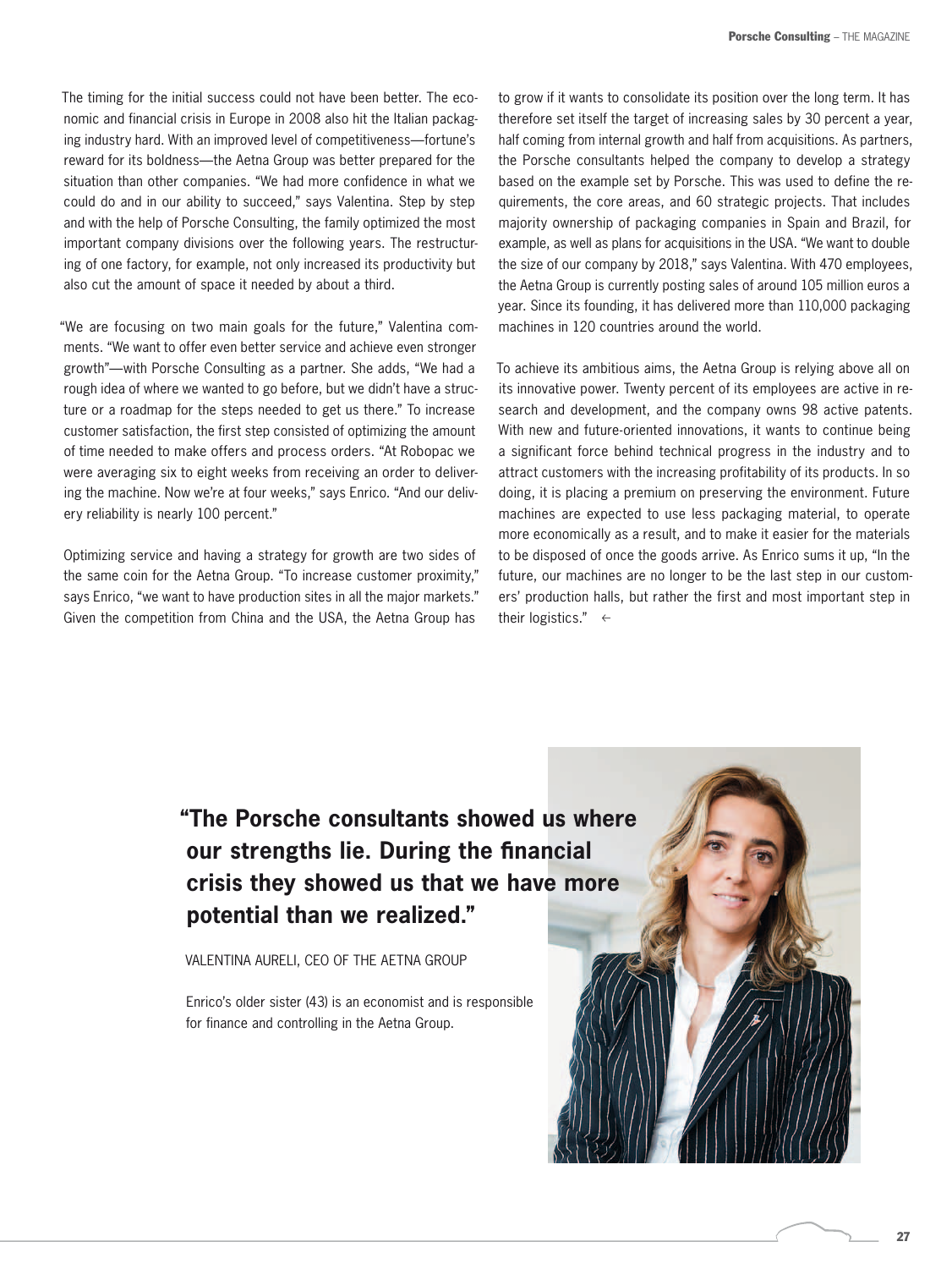The timing for the initial success could not have been better. The economic and financial crisis in Europe in 2008 also hit the Italian packaging industry hard. With an improved level of competitiveness—fortune's reward for its boldness—the Aetna Group was better prepared for the situation than other companies. "We had more confidence in what we could do and in our ability to succeed," says Valentina. Step by step and with the help of Porsche Consulting, the family optimized the most important company divisions over the following years. The restructuring of one factory, for example, not only increased its productivity but also cut the amount of space it needed by about a third.

"We are focusing on two main goals for the future," Valentina comments. "We want to offer even better service and achieve even stronger growth"—with Porsche Consulting as a partner. She adds, "We had a rough idea of where we wanted to go before, but we didn't have a structure or a roadmap for the steps needed to get us there." To increase customer satisfaction, the first step consisted of optimizing the amount of time needed to make offers and process orders. "At Robopac we were averaging six to eight weeks from receiving an order to delivering the machine. Now we're at four weeks," says Enrico. "And our delivery reliability is nearly 100 percent."

Optimizing service and having a strategy for growth are two sides of the same coin for the Aetna Group. "To increase customer proximity," says Enrico, "we want to have production sites in all the major markets." Given the competition from China and the USA, the Aetna Group has to grow if it wants to consolidate its position over the long term. It has therefore set itself the target of increasing sales by 30 percent a year, half coming from internal growth and half from acquisitions. As partners, the Porsche consultants helped the company to develop a strategy based on the example set by Porsche. This was used to define the requirements, the core areas, and 60 strategic projects. That includes majority ownership of packaging companies in Spain and Brazil, for example, as well as plans for acquisitions in the USA. "We want to double the size of our company by 2018," says Valentina. With 470 employees, the Aetna Group is currently posting sales of around 105 million euros a year. Since its founding, it has delivered more than 110,000 packaging machines in 120 countries around the world.

To achieve its ambitious aims, the Aetna Group is relying above all on its innovative power. Twenty percent of its employees are active in research and development, and the company owns 98 active patents. With new and future-oriented innovations, it wants to continue being a significant force behind technical progress in the industry and to attract customers with the increasing profitability of its products. In so doing, it is placing a premium on preserving the environment. Future machines are expected to use less packaging material, to operate more economically as a result, and to make it easier for the materials to be disposed of once the goods arrive. As Enrico sums it up, "In the future, our machines are no longer to be the last step in our customers' production halls, but rather the first and most important step in their logistics." ←

**"The Porsche consultants showed us where our strengths lie. During the financial crisis they showed us that we have more potential than we realized."**

VALENTINA AURELI, CEO OF THE AETNA GROUP

Enrico's older sister (43) is an economist and is responsible for finance and controlling in the Aetna Group.